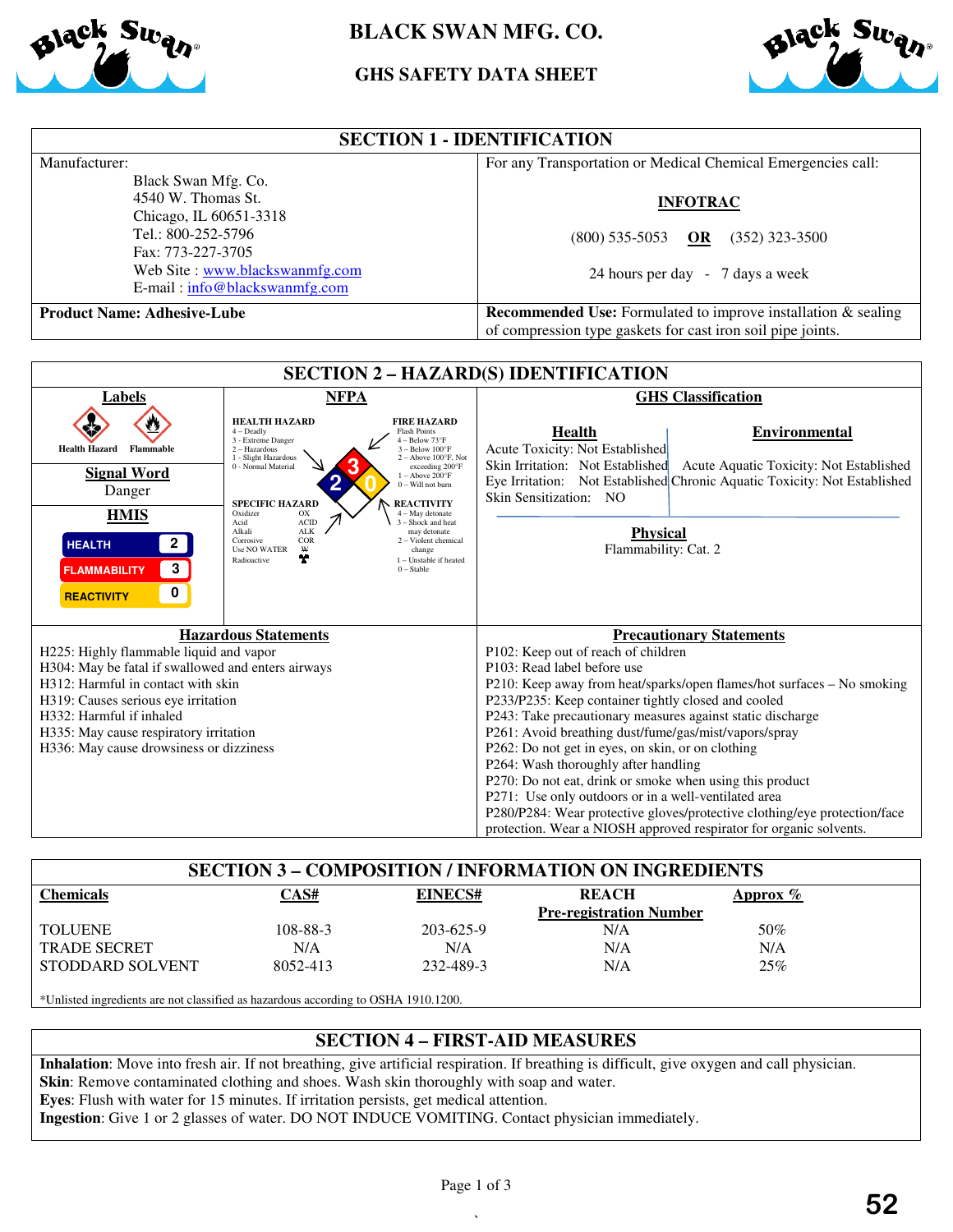# BLACK SWAN MFG. CO.

## GHS SAFETY DATA SHEET

## SECTION 1 - IDENTIFICATION

| Manufacturer: Black Swan Mfg. Co. 4540 W. Thomas St. Chicago, IL 60651-3318 Tel.: 800-252-5796 Fax: 773-227-3705 Web Site : www.blackswanmfg.com E-mail : info@blackswanmfg.com | For any Transportation or Medical Chemical Emergencies call: **INFOTRAC** (800) 535-5053 **OR** (352) 323-3500 24 hours per day - 7 days a week |
|---|---|
| **Product Name: Adhesive-Lube** | **Recommended Use:** Formulated to improve installation & sealing of compression type gaskets for cast iron soil pipe joints. |

## SECTION 2 – HAZARD(S) IDENTIFICATION

**Labels**

Health Hazard Flammable

**Signal Word**

Danger

**HMIS**

| HMIS | |
|---|---|
| HEALTH | 2 |
| FLAMMABILITY | 3 |
| REACTIVITY | 0 |

**NFPA**

Health: 2 Fire: 3 Reactivity: 0

HEALTH HAZARD
4 – Deadly
3 - Extreme Danger
2 – Hazardous
1 - Slight Hazardous
0 - Normal Material

FIRE HAZARD
Flash Points
4 – Below 73°F
3 – Below 100°F
2 – Above 100°F, Not exceeding 200°F
1 – Above 200°F
0 – Will not burn

SPECIFIC HAZARD
Oxidizer OX
Acid ACID
Alkali ALK
Corrosive COR
Use NO WATER W
Radioactive

REACTIVITY
4 – May detonate
3 – Shock and heat may detonate
2 – Violent chemical change
1 – Unstable if heated
0 – Stable

**GHS Classification**

**Health**
Acute Toxicity: Not Established
Skin Irritation: Not Established
Eye Irritation: Not Established
Skin Sensitization: NO

**Environmental**
Acute Aquatic Toxicity: Not Established
Chronic Aquatic Toxicity: Not Established

**Physical**
Flammability: Cat. 2

**Hazardous Statements**

H225: Highly flammable liquid and vapor
H304: May be fatal if swallowed and enters airways
H312: Harmful in contact with skin
H319: Causes serious eye irritation
H332: Harmful if inhaled
H335: May cause respiratory irritation
H336: May cause drowsiness or dizziness

**Precautionary Statements**

P102: Keep out of reach of children
P103: Read label before use
P210: Keep away from heat/sparks/open flames/hot surfaces – No smoking
P233/P235: Keep container tightly closed and cooled
P243: Take precautionary measures against static discharge
P261: Avoid breathing dust/fume/gas/mist/vapors/spray
P262: Do not get in eyes, on skin, or on clothing
P264: Wash thoroughly after handling
P270: Do not eat, drink or smoke when using this product
P271: Use only outdoors or in a well-ventilated area
P280/P284: Wear protective gloves/protective clothing/eye protection/face protection. Wear a NIOSH approved respirator for organic solvents.

## SECTION 3 – COMPOSITION / INFORMATION ON INGREDIENTS

| Chemicals | CAS# | EINECS# | REACH Pre-registration Number | Approx % |
|---|---|---|---|---|
| TOLUENE | 108-88-3 | 203-625-9 | N/A | 50% |
| TRADE SECRET | N/A | N/A | N/A | N/A |
| STODDARD SOLVENT | 8052-413 | 232-489-3 | N/A | 25% |

*Unlisted ingredients are not classified as hazardous according to OSHA 1910.1200.

## SECTION 4 – FIRST-AID MEASURES

**Inhalation**: Move into fresh air. If not breathing, give artificial respiration. If breathing is difficult, give oxygen and call physician.
**Skin**: Remove contaminated clothing and shoes. Wash skin thoroughly with soap and water.
**Eyes**: Flush with water for 15 minutes. If irritation persists, get medical attention.
**Ingestion**: Give 1 or 2 glasses of water. DO NOT INDUCE VOMITING. Contact physician immediately.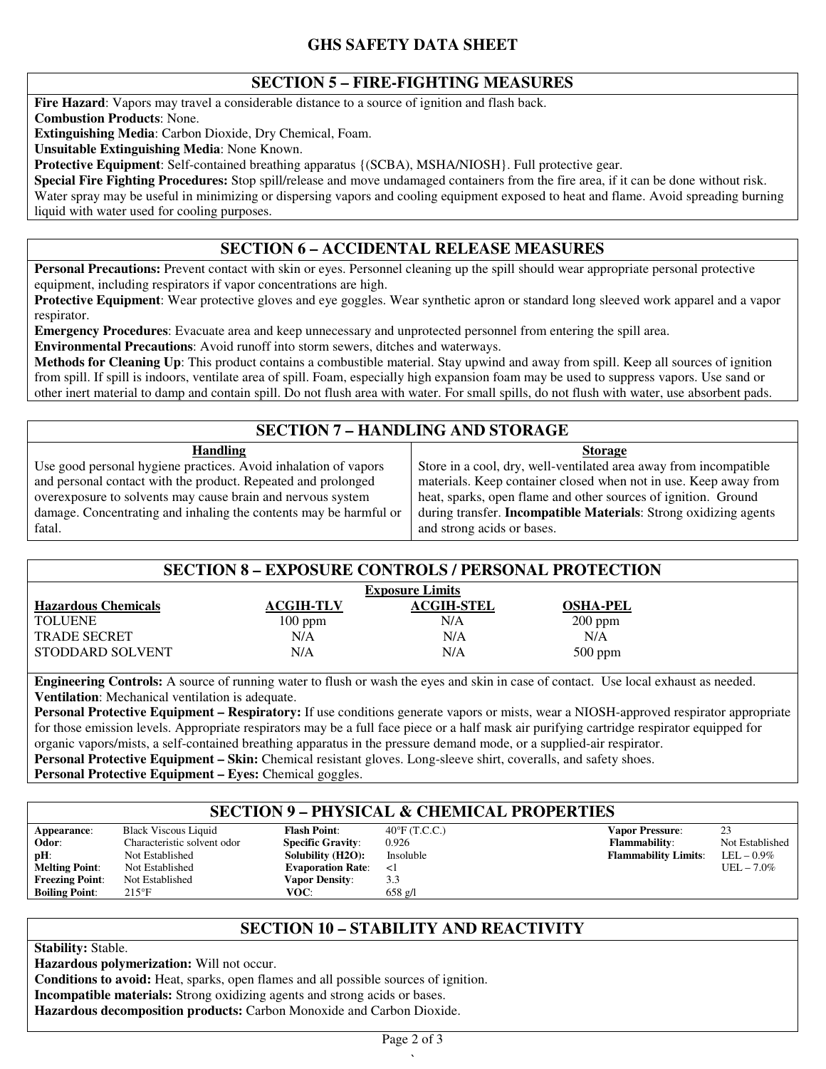# GHS SAFETY DATA SHEET

## SECTION 5 – FIRE-FIGHTING MEASURES

**Fire Hazard**: Vapors may travel a considerable distance to a source of ignition and flash back.
**Combustion Products**: None.
**Extinguishing Media**: Carbon Dioxide, Dry Chemical, Foam.
**Unsuitable Extinguishing Media**: None Known.
**Protective Equipment**: Self-contained breathing apparatus {(SCBA), MSHA/NIOSH}. Full protective gear.
**Special Fire Fighting Procedures:** Stop spill/release and move undamaged containers from the fire area, if it can be done without risk. Water spray may be useful in minimizing or dispersing vapors and cooling equipment exposed to heat and flame. Avoid spreading burning liquid with water used for cooling purposes.

## SECTION 6 – ACCIDENTAL RELEASE MEASURES

**Personal Precautions:** Prevent contact with skin or eyes. Personnel cleaning up the spill should wear appropriate personal protective equipment, including respirators if vapor concentrations are high.
**Protective Equipment**: Wear protective gloves and eye goggles. Wear synthetic apron or standard long sleeved work apparel and a vapor respirator.
**Emergency Procedures**: Evacuate area and keep unnecessary and unprotected personnel from entering the spill area.
**Environmental Precautions**: Avoid runoff into storm sewers, ditches and waterways.
**Methods for Cleaning Up**: This product contains a combustible material. Stay upwind and away from spill. Keep all sources of ignition from spill. If spill is indoors, ventilate area of spill. Foam, especially high expansion foam may be used to suppress vapors. Use sand or other inert material to damp and contain spill. Do not flush area with water. For small spills, do not flush with water, use absorbent pads.

## SECTION 7 – HANDLING AND STORAGE

**Handling**

Use good personal hygiene practices. Avoid inhalation of vapors and personal contact with the product. Repeated and prolonged overexposure to solvents may cause brain and nervous system damage. Concentrating and inhaling the contents may be harmful or fatal.

**Storage**

Store in a cool, dry, well-ventilated area away from incompatible materials. Keep container closed when not in use. Keep away from heat, sparks, open flame and other sources of ignition. Ground during transfer. **Incompatible Materials**: Strong oxidizing agents and strong acids or bases.

## SECTION 8 – EXPOSURE CONTROLS / PERSONAL PROTECTION

| | Exposure Limits | | |
|---|---|---|---|
| **Hazardous Chemicals** | **ACGIH-TLV** | **ACGIH-STEL** | **OSHA-PEL** |
| TOLUENE | 100 ppm | N/A | 200 ppm |
| TRADE SECRET | N/A | N/A | N/A |
| STODDARD SOLVENT | N/A | N/A | 500 ppm |

**Engineering Controls:** A source of running water to flush or wash the eyes and skin in case of contact. Use local exhaust as needed.
**Ventilation**: Mechanical ventilation is adequate.
**Personal Protective Equipment – Respiratory:** If use conditions generate vapors or mists, wear a NIOSH-approved respirator appropriate for those emission levels. Appropriate respirators may be a full face piece or a half mask air purifying cartridge respirator equipped for organic vapors/mists, a self-contained breathing apparatus in the pressure demand mode, or a supplied-air respirator.
**Personal Protective Equipment – Skin:** Chemical resistant gloves. Long-sleeve shirt, coveralls, and safety shoes.
**Personal Protective Equipment – Eyes:** Chemical goggles.

## SECTION 9 – PHYSICAL & CHEMICAL PROPERTIES

| | | | | | |
|---|---|---|---|---|---|
| **Appearance**: | Black Viscous Liquid | **Flash Point**: | 40°F (T.C.C.) | **Vapor Pressure**: | 23 |
| **Odor**: | Characteristic solvent odor | **Specific Gravity**: | 0.926 | **Flammability**: | Not Established |
| **pH**: | Not Established | **Solubility (H2O):** | Insoluble | **Flammability Limits**: | LEL – 0.9% |
| **Melting Point**: | Not Established | **Evaporation Rate**: | <1 | | UEL – 7.0% |
| **Freezing Point**: | Not Established | **Vapor Density**: | 3.3 | | |
| **Boiling Point**: | 215°F | **VOC**: | 658 g/l | | |

## SECTION 10 – STABILITY AND REACTIVITY

**Stability:** Stable.
**Hazardous polymerization:** Will not occur.
**Conditions to avoid:** Heat, sparks, open flames and all possible sources of ignition.
**Incompatible materials:** Strong oxidizing agents and strong acids or bases.
**Hazardous decomposition products:** Carbon Monoxide and Carbon Dioxide.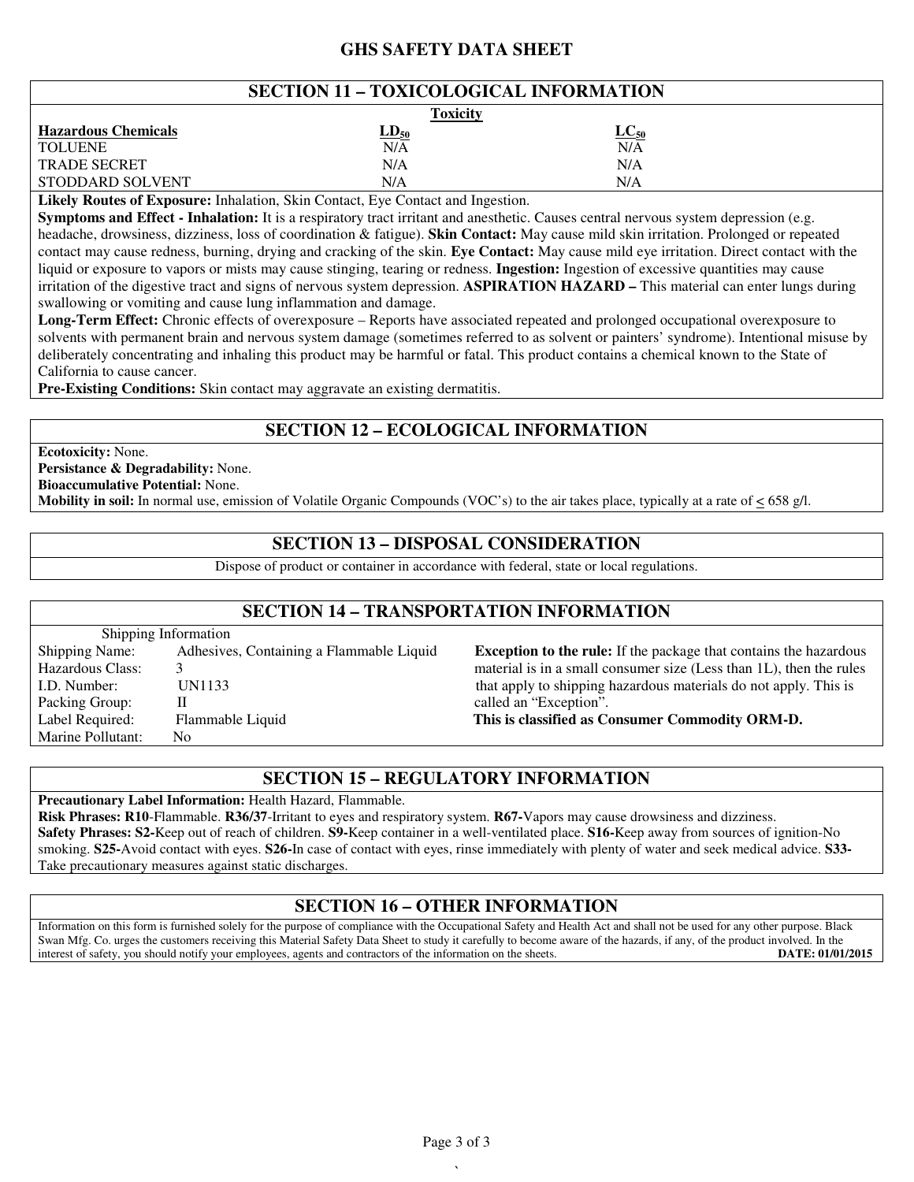## SECTION 11 – TOXICOLOGICAL INFORMATION

| Hazardous Chemicals | Toxicity $LD_{50}$ | $LC_{50}$ |
|---|---|---|
| TOLUENE | N/A | N/A |
| TRADE SECRET | N/A | N/A |
| STODDARD SOLVENT | N/A | N/A |

**Likely Routes of Exposure:** Inhalation, Skin Contact, Eye Contact and Ingestion.

**Symptoms and Effect - Inhalation:** It is a respiratory tract irritant and anesthetic. Causes central nervous system depression (e.g. headache, drowsiness, dizziness, loss of coordination & fatigue). **Skin Contact:** May cause mild skin irritation. Prolonged or repeated contact may cause redness, burning, drying and cracking of the skin. **Eye Contact:** May cause mild eye irritation. Direct contact with the liquid or exposure to vapors or mists may cause stinging, tearing or redness. **Ingestion:** Ingestion of excessive quantities may cause irritation of the digestive tract and signs of nervous system depression. **ASPIRATION HAZARD –** This material can enter lungs during swallowing or vomiting and cause lung inflammation and damage.

**Long-Term Effect:** Chronic effects of overexposure – Reports have associated repeated and prolonged occupational overexposure to solvents with permanent brain and nervous system damage (sometimes referred to as solvent or painters' syndrome). Intentional misuse by deliberately concentrating and inhaling this product may be harmful or fatal. This product contains a chemical known to the State of California to cause cancer.

**Pre-Existing Conditions:** Skin contact may aggravate an existing dermatitis.

## SECTION 12 – ECOLOGICAL INFORMATION

**Ecotoxicity:** None.
**Persistance & Degradability:** None.
**Bioaccumulative Potential:** None.
**Mobility in soil:** In normal use, emission of Volatile Organic Compounds (VOC's) to the air takes place, typically at a rate of $\leq$ 658 g/l.

## SECTION 13 – DISPOSAL CONSIDERATION

Dispose of product or container in accordance with federal, state or local regulations.

## SECTION 14 – TRANSPORTATION INFORMATION

Shipping Information

| | |
|---|---|
| Shipping Name: | Adhesives, Containing a Flammable Liquid |
| Hazardous Class: | 3 |
| I.D. Number: | UN1133 |
| Packing Group: | II |
| Label Required: | Flammable Liquid |
| Marine Pollutant: | No |

**Exception to the rule:** If the package that contains the hazardous material is in a small consumer size (Less than 1L), then the rules that apply to shipping hazardous materials do not apply. This is called an "Exception".

**This is classified as Consumer Commodity ORM-D.**

## SECTION 15 – REGULATORY INFORMATION

**Precautionary Label Information:** Health Hazard, Flammable.

**Risk Phrases: R10**-Flammable. **R36/37**-Irritant to eyes and respiratory system. **R67-**Vapors may cause drowsiness and dizziness.

**Safety Phrases: S2-**Keep out of reach of children. **S9-**Keep container in a well-ventilated place. **S16-**Keep away from sources of ignition-No smoking. **S25-**Avoid contact with eyes. **S26-**In case of contact with eyes, rinse immediately with plenty of water and seek medical advice. **S33-**Take precautionary measures against static discharges.

## SECTION 16 – OTHER INFORMATION

Information on this form is furnished solely for the purpose of compliance with the Occupational Safety and Health Act and shall not be used for any other purpose. Black Swan Mfg. Co. urges the customers receiving this Material Safety Data Sheet to study it carefully to become aware of the hazards, if any, of the product involved. In the interest of safety, you should notify your employees, agents and contractors of the information on the sheets. **DATE: 01/01/2015**